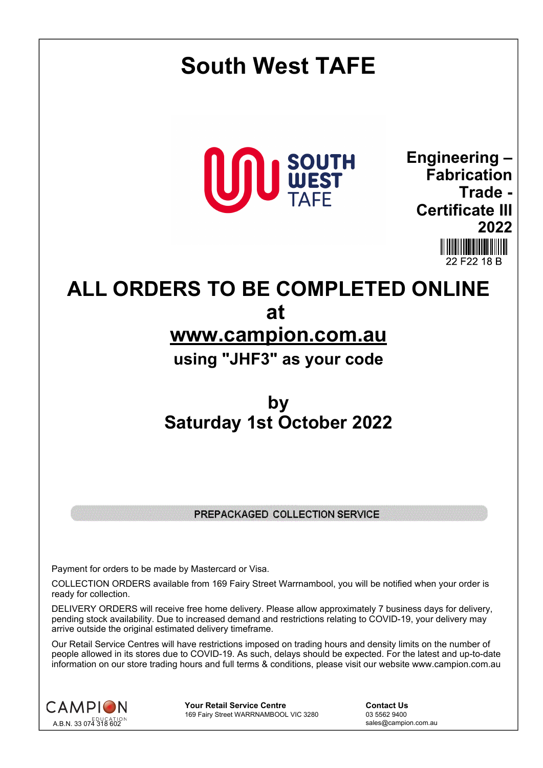# South West TAFE

SOUTH WEST TAFE

**Engineering – Fabrication Trade - Certificate III 2022**

22 F22 18 B

# ALL ORDERS TO BE COMPLETED ONLINE at

## www.campion.com.au

### using "JHF3" as your code

## by
## Saturday 1st October 2022

**PREPACKAGED COLLECTION SERVICE**

Payment for orders to be made by Mastercard or Visa.

COLLECTION ORDERS available from 169 Fairy Street Warrnambool, you will be notified when your order is ready for collection.

DELIVERY ORDERS will receive free home delivery. Please allow approximately 7 business days for delivery, pending stock availability. Due to increased demand and restrictions relating to COVID-19, your delivery may arrive outside the original estimated delivery timeframe.

Our Retail Service Centres will have restrictions imposed on trading hours and density limits on the number of people allowed in its stores due to COVID-19. As such, delays should be expected. For the latest and up-to-date information on our store trading hours and full terms & conditions, please visit our website www.campion.com.au

CAMPION EDUCATION
A.B.N. 33 074 318 602

**Your Retail Service Centre**
169 Fairy Street WARRNAMBOOL VIC 3280

**Contact Us**
03 5562 9400
sales@campion.com.au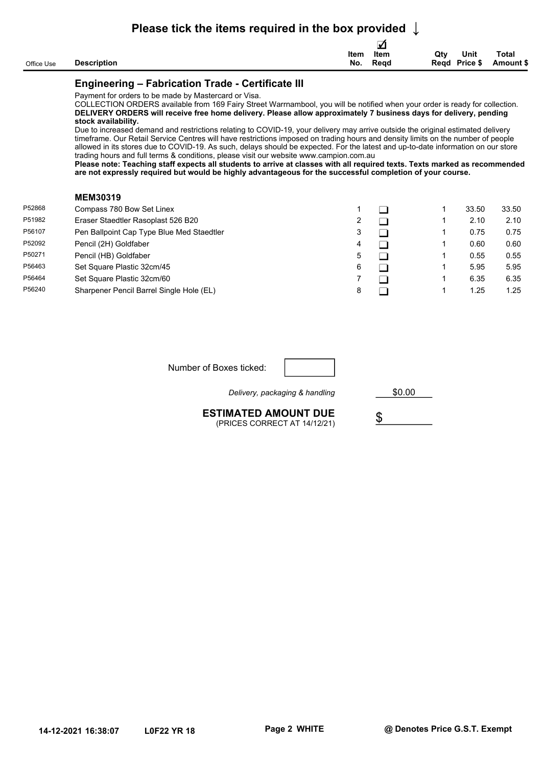## Please tick the items required in the box provided ↓

| Office Use | Description | Item No. | ☑ Item Reqd | Qty Reqd | Unit Price $ | Total Amount $ |
|---|---|---|---|---|---|---|

### Engineering – Fabrication Trade - Certificate III

Payment for orders to be made by Mastercard or Visa.

COLLECTION ORDERS available from 169 Fairy Street Warrnambool, you will be notified when your order is ready for collection.
**DELIVERY ORDERS will receive free home delivery. Please allow approximately 7 business days for delivery, pending stock availability.**

Due to increased demand and restrictions relating to COVID-19, your delivery may arrive outside the original estimated delivery timeframe. Our Retail Service Centres will have restrictions imposed on trading hours and density limits on the number of people allowed in its stores due to COVID-19. As such, delays should be expected. For the latest and up-to-date information on our store trading hours and full terms & conditions, please visit our website www.campion.com.au

**Please note: Teaching staff expects all students to arrive at classes with all required texts. Texts marked as recommended are not expressly required but would be highly advantageous for the successful completion of your course.**

#### MEM30319

| Office Use | Description | Item No. | Item Reqd | Qty Reqd | Unit Price $ | Total Amount $ |
|---|---|---|---|---|---|---|
| P52868 | Compass 780 Bow Set Linex | 1 | ☐ | 1 | 33.50 | 33.50 |
| P51982 | Eraser Staedtler Rasoplast 526 B20 | 2 | ☐ | 1 | 2.10 | 2.10 |
| P56107 | Pen Ballpoint Cap Type Blue Med Staedtler | 3 | ☐ | 1 | 0.75 | 0.75 |
| P52092 | Pencil (2H) Goldfaber | 4 | ☐ | 1 | 0.60 | 0.60 |
| P50271 | Pencil (HB) Goldfaber | 5 | ☐ | 1 | 0.55 | 0.55 |
| P56463 | Set Square Plastic 32cm/45 | 6 | ☐ | 1 | 5.95 | 5.95 |
| P56464 | Set Square Plastic 32cm/60 | 7 | ☐ | 1 | 6.35 | 6.35 |
| P56240 | Sharpener Pencil Barrel Single Hole (EL) | 8 | ☐ | 1 | 1.25 | 1.25 |

Number of Boxes ticked: ______

*Delivery, packaging & handling* $0.00

**ESTIMATED AMOUNT DUE** $ ______
(PRICES CORRECT AT 14/12/21)

14-12-2021 16:38:07 L0F22 YR 18 **Page 2 WHITE** **@ Denotes Price G.S.T. Exempt**